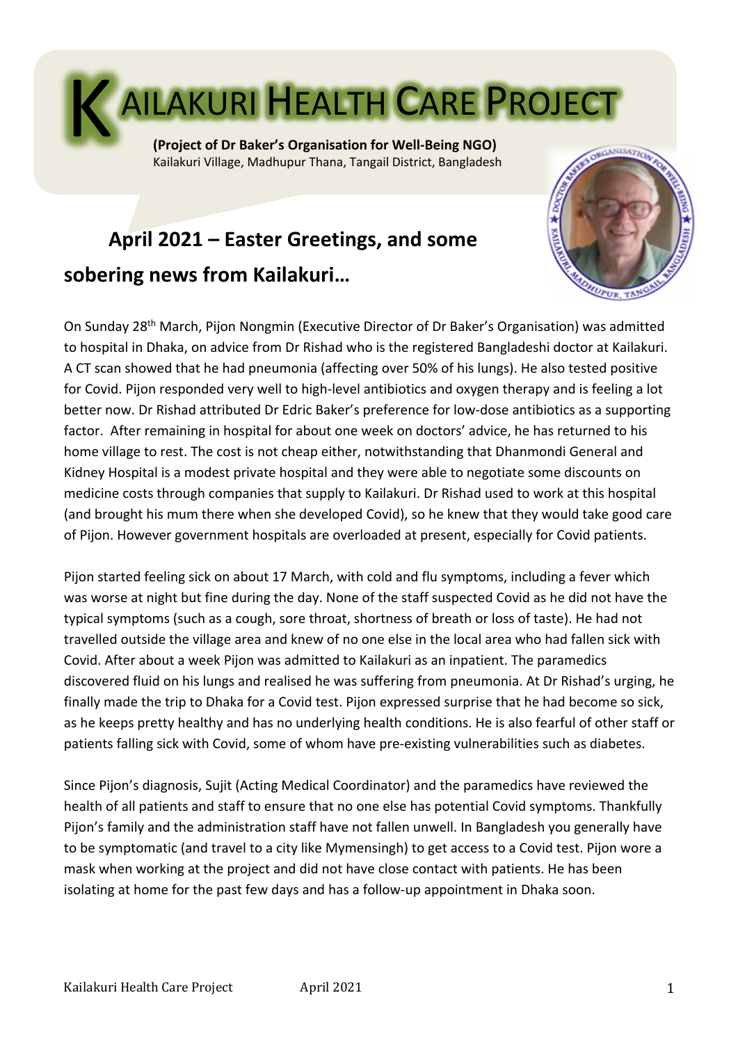# KAILAKURI HEALTH CARE PROJECT

**(Project of Dr Baker's Organisation for Well-Being NGO)**
Kailakuri Village, Madhupur Thana, Tangail District, Bangladesh

## April 2021 – Easter Greetings, and some sobering news from Kailakuri…

On Sunday 28th March, Pijon Nongmin (Executive Director of Dr Baker's Organisation) was admitted to hospital in Dhaka, on advice from Dr Rishad who is the registered Bangladeshi doctor at Kailakuri. A CT scan showed that he had pneumonia (affecting over 50% of his lungs). He also tested positive for Covid. Pijon responded very well to high-level antibiotics and oxygen therapy and is feeling a lot better now. Dr Rishad attributed Dr Edric Baker's preference for low-dose antibiotics as a supporting factor. After remaining in hospital for about one week on doctors' advice, he has returned to his home village to rest. The cost is not cheap either, notwithstanding that Dhanmondi General and Kidney Hospital is a modest private hospital and they were able to negotiate some discounts on medicine costs through companies that supply to Kailakuri. Dr Rishad used to work at this hospital (and brought his mum there when she developed Covid), so he knew that they would take good care of Pijon. However government hospitals are overloaded at present, especially for Covid patients.

Pijon started feeling sick on about 17 March, with cold and flu symptoms, including a fever which was worse at night but fine during the day. None of the staff suspected Covid as he did not have the typical symptoms (such as a cough, sore throat, shortness of breath or loss of taste). He had not travelled outside the village area and knew of no one else in the local area who had fallen sick with Covid. After about a week Pijon was admitted to Kailakuri as an inpatient. The paramedics discovered fluid on his lungs and realised he was suffering from pneumonia. At Dr Rishad's urging, he finally made the trip to Dhaka for a Covid test. Pijon expressed surprise that he had become so sick, as he keeps pretty healthy and has no underlying health conditions. He is also fearful of other staff or patients falling sick with Covid, some of whom have pre-existing vulnerabilities such as diabetes.

Since Pijon's diagnosis, Sujit (Acting Medical Coordinator) and the paramedics have reviewed the health of all patients and staff to ensure that no one else has potential Covid symptoms. Thankfully Pijon's family and the administration staff have not fallen unwell. In Bangladesh you generally have to be symptomatic (and travel to a city like Mymensingh) to get access to a Covid test. Pijon wore a mask when working at the project and did not have close contact with patients. He has been isolating at home for the past few days and has a follow-up appointment in Dhaka soon.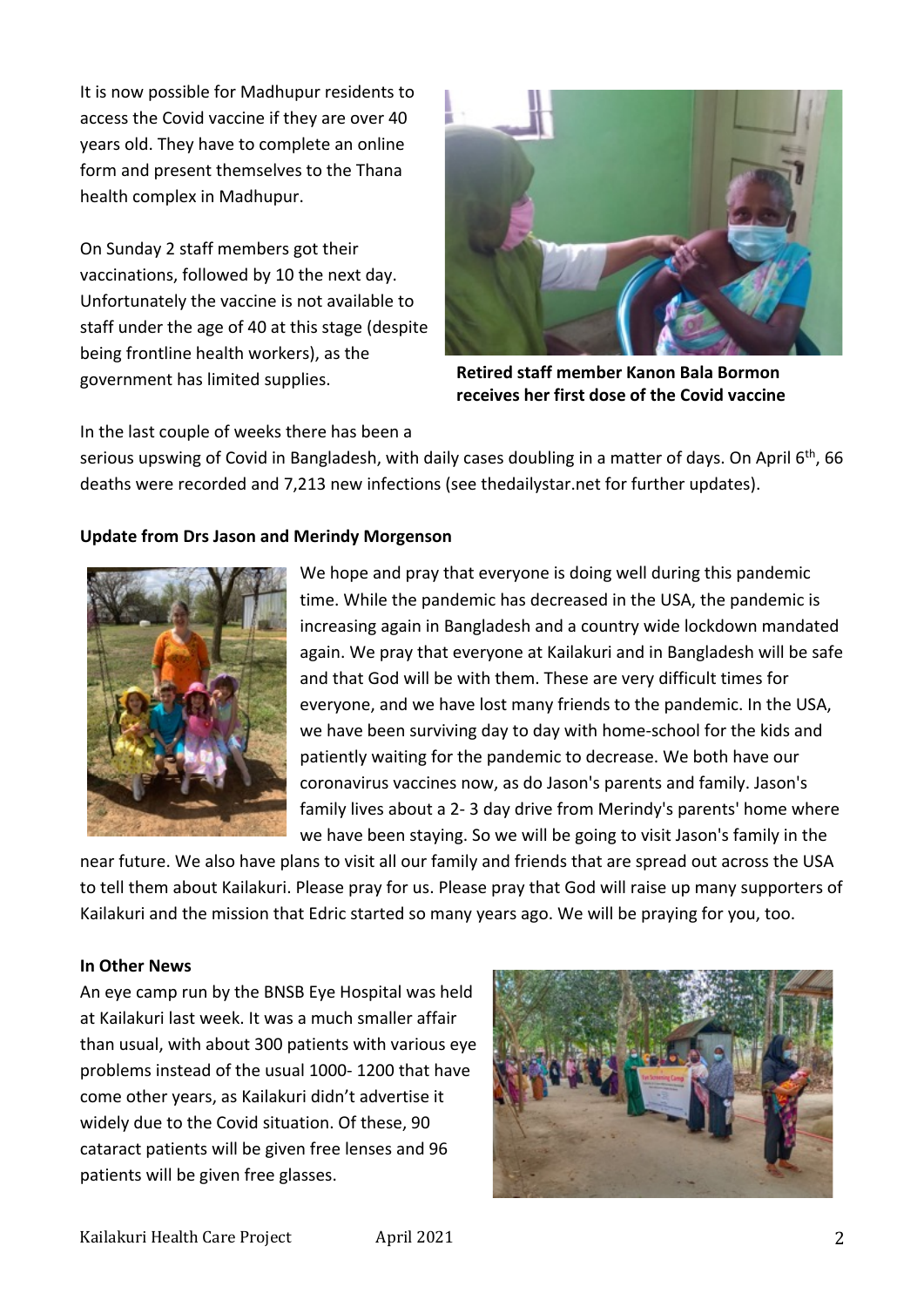It is now possible for Madhupur residents to access the Covid vaccine if they are over 40 years old. They have to complete an online form and present themselves to the Thana health complex in Madhupur.

On Sunday 2 staff members got their vaccinations, followed by 10 the next day. Unfortunately the vaccine is not available to staff under the age of 40 at this stage (despite being frontline health workers), as the government has limited supplies.

**Retired staff member Kanon Bala Bormon receives her first dose of the Covid vaccine**

In the last couple of weeks there has been a serious upswing of Covid in Bangladesh, with daily cases doubling in a matter of days. On April 6th, 66 deaths were recorded and 7,213 new infections (see thedailystar.net for further updates).

**Update from Drs Jason and Merindy Morgenson**

We hope and pray that everyone is doing well during this pandemic time. While the pandemic has decreased in the USA, the pandemic is increasing again in Bangladesh and a country wide lockdown mandated again. We pray that everyone at Kailakuri and in Bangladesh will be safe and that God will be with them. These are very difficult times for everyone, and we have lost many friends to the pandemic. In the USA, we have been surviving day to day with home-school for the kids and patiently waiting for the pandemic to decrease. We both have our coronavirus vaccines now, as do Jason's parents and family. Jason's family lives about a 2- 3 day drive from Merindy's parents' home where we have been staying. So we will be going to visit Jason's family in the near future. We also have plans to visit all our family and friends that are spread out across the USA to tell them about Kailakuri. Please pray for us. Please pray that God will raise up many supporters of Kailakuri and the mission that Edric started so many years ago. We will be praying for you, too.

**In Other News**

An eye camp run by the BNSB Eye Hospital was held at Kailakuri last week. It was a much smaller affair than usual, with about 300 patients with various eye problems instead of the usual 1000- 1200 that have come other years, as Kailakuri didn't advertise it widely due to the Covid situation. Of these, 90 cataract patients will be given free lenses and 96 patients will be given free glasses.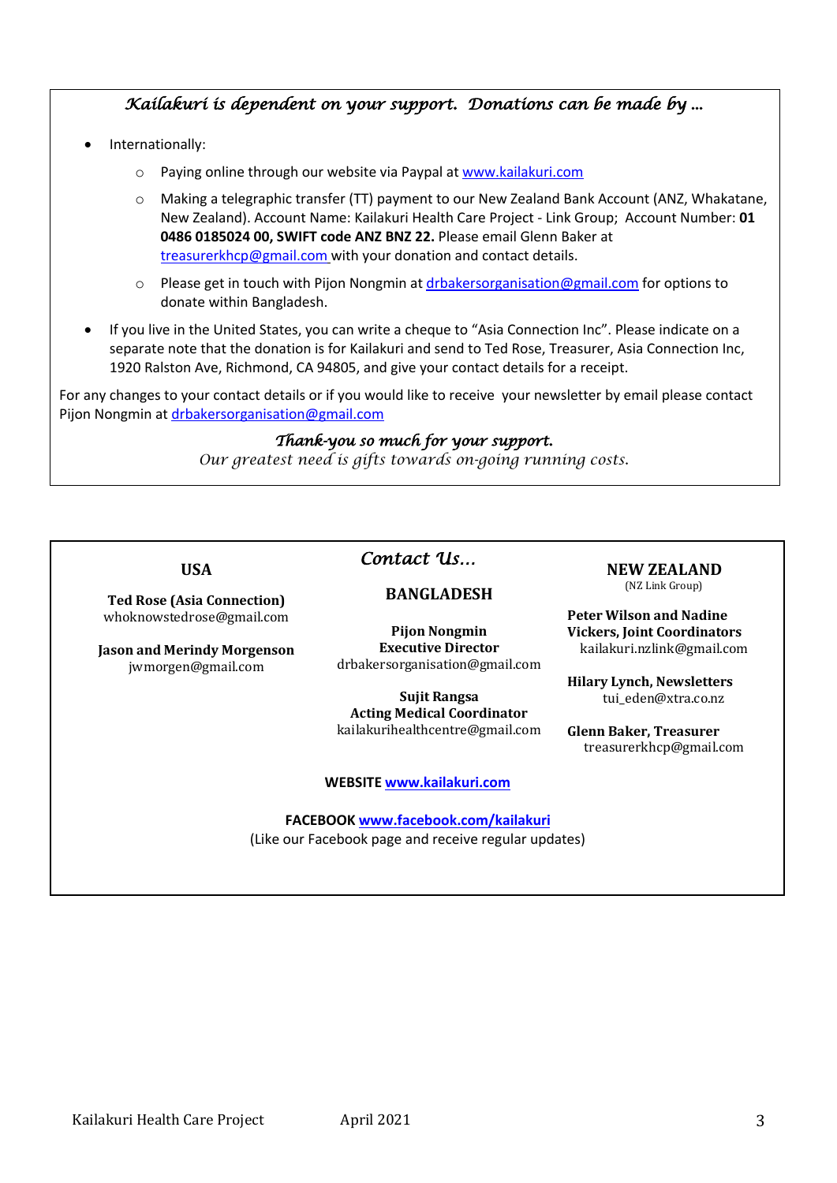*Kailakuri is dependent on your support. Donations can be made by …*

- Internationally:
  - Paying online through our website via Paypal at www.kailakuri.com
  - Making a telegraphic transfer (TT) payment to our New Zealand Bank Account (ANZ, Whakatane, New Zealand). Account Name: Kailakuri Health Care Project - Link Group; Account Number: **01 0486 0185024 00, SWIFT code ANZ BNZ 22.** Please email Glenn Baker at treasurerkhcp@gmail.com with your donation and contact details.
  - Please get in touch with Pijon Nongmin at drbakersorganisation@gmail.com for options to donate within Bangladesh.
- If you live in the United States, you can write a cheque to "Asia Connection Inc". Please indicate on a separate note that the donation is for Kailakuri and send to Ted Rose, Treasurer, Asia Connection Inc, 1920 Ralston Ave, Richmond, CA 94805, and give your contact details for a receipt.

For any changes to your contact details or if you would like to receive your newsletter by email please contact Pijon Nongmin at drbakersorganisation@gmail.com

*Thank-you so much for your support.*

*Our greatest need is gifts towards on-going running costs.*

## Contact Us…

### USA

**Ted Rose (Asia Connection)**
whoknowstedrose@gmail.com

**Jason and Merindy Morgenson**
jwmorgen@gmail.com

### BANGLADESH

**Pijon Nongmin**
**Executive Director**
drbakersorganisation@gmail.com

**Sujit Rangsa**
**Acting Medical Coordinator**
kailakurihealthcentre@gmail.com

### NEW ZEALAND

(NZ Link Group)

**Peter Wilson and Nadine Vickers, Joint Coordinators**
kailakuri.nzlink@gmail.com

**Hilary Lynch, Newsletters**
tui_eden@xtra.co.nz

**Glenn Baker, Treasurer**
treasurerkhcp@gmail.com

**WEBSITE www.kailakuri.com**

**FACEBOOK www.facebook.com/kailakuri**
(Like our Facebook page and receive regular updates)